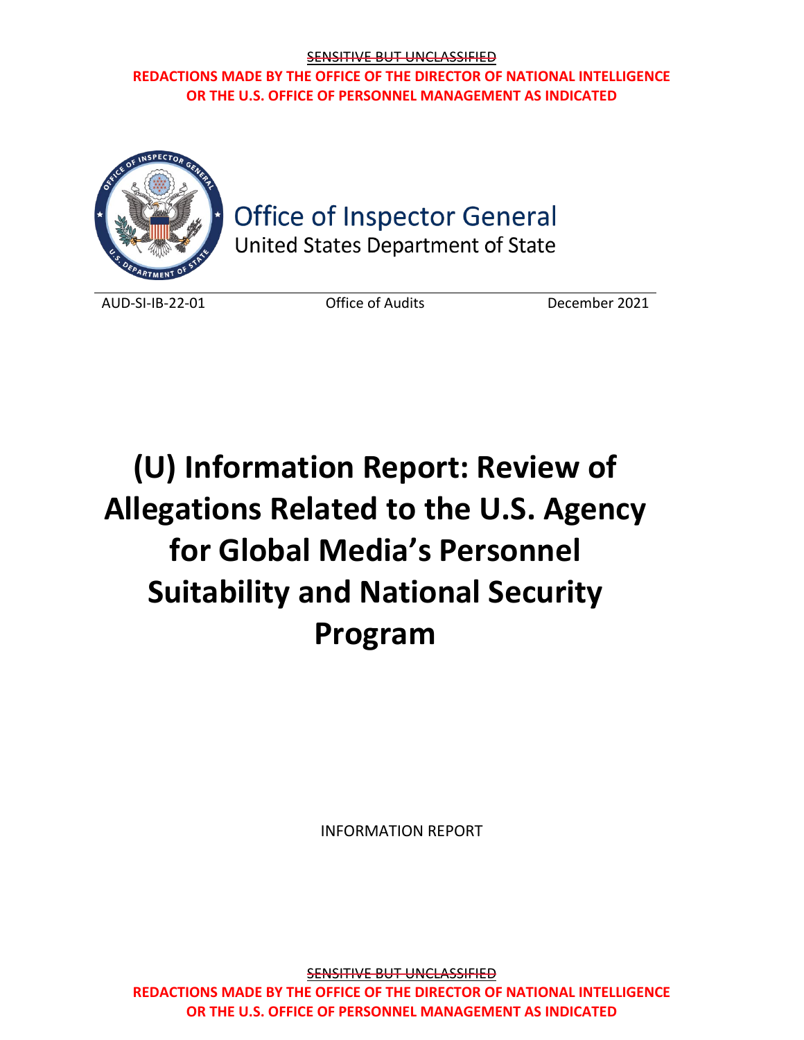~~SENSITIVE BUT UNCLASSIFIED~~

**REDACTIONS MADE BY THE OFFICE OF THE DIRECTOR OF NATIONAL INTELLIGENCE OR THE U.S. OFFICE OF PERSONNEL MANAGEMENT AS INDICATED**

Office of Inspector General
United States Department of State

AUD-SI-IB-22-01 | Office of Audits | December 2021

# (U) Information Report: Review of Allegations Related to the U.S. Agency for Global Media's Personnel Suitability and National Security Program

INFORMATION REPORT

~~SENSITIVE BUT UNCLASSIFIED~~

**REDACTIONS MADE BY THE OFFICE OF THE DIRECTOR OF NATIONAL INTELLIGENCE OR THE U.S. OFFICE OF PERSONNEL MANAGEMENT AS INDICATED**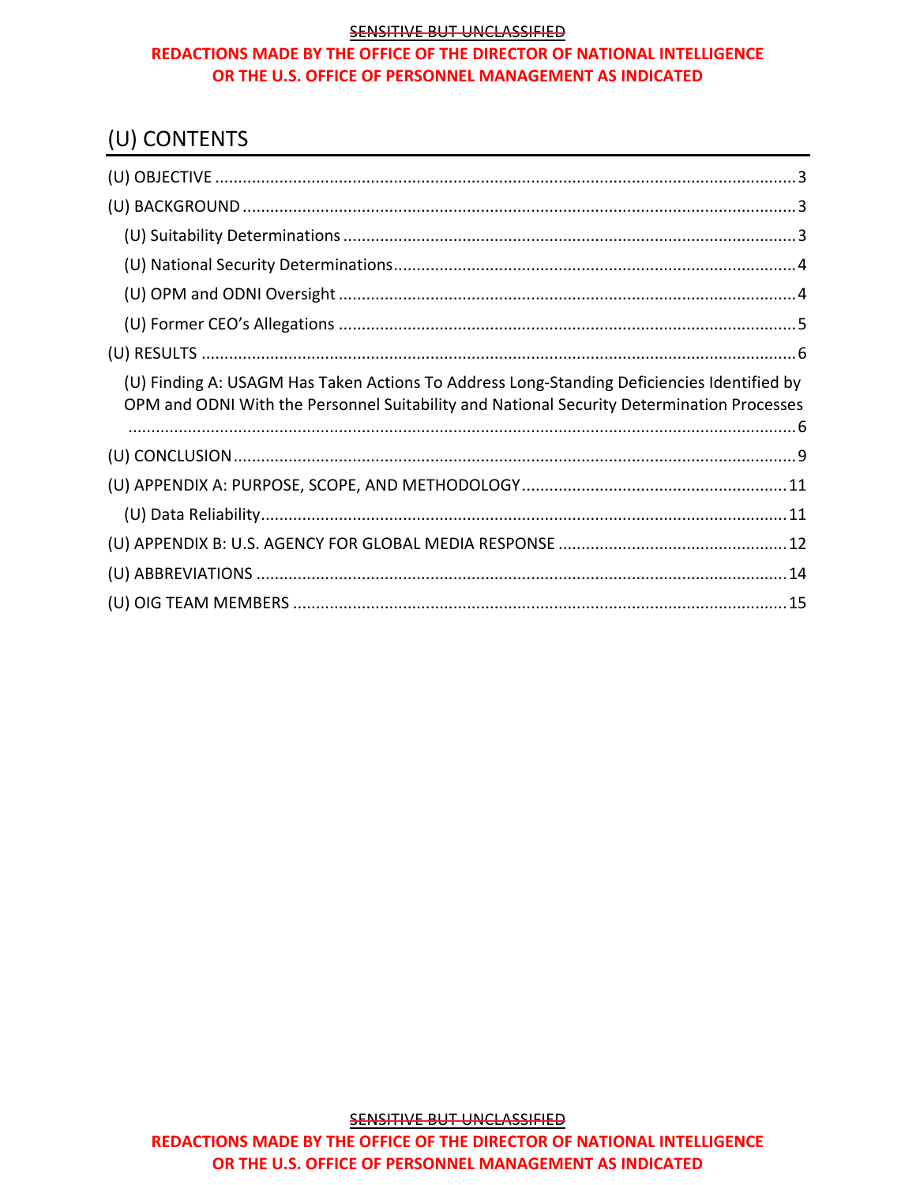# (U) CONTENTS

(U) OBJECTIVE .......... 3

(U) BACKGROUND .......... 3

- (U) Suitability Determinations .......... 3
- (U) National Security Determinations .......... 4
- (U) OPM and ODNI Oversight .......... 4
- (U) Former CEO's Allegations .......... 5

(U) RESULTS .......... 6

- (U) Finding A: USAGM Has Taken Actions To Address Long-Standing Deficiencies Identified by OPM and ODNI With the Personnel Suitability and National Security Determination Processes .......... 6

(U) CONCLUSION .......... 9

(U) APPENDIX A: PURPOSE, SCOPE, AND METHODOLOGY .......... 11

- (U) Data Reliability .......... 11

(U) APPENDIX B: U.S. AGENCY FOR GLOBAL MEDIA RESPONSE .......... 12

(U) ABBREVIATIONS .......... 14

(U) OIG TEAM MEMBERS .......... 15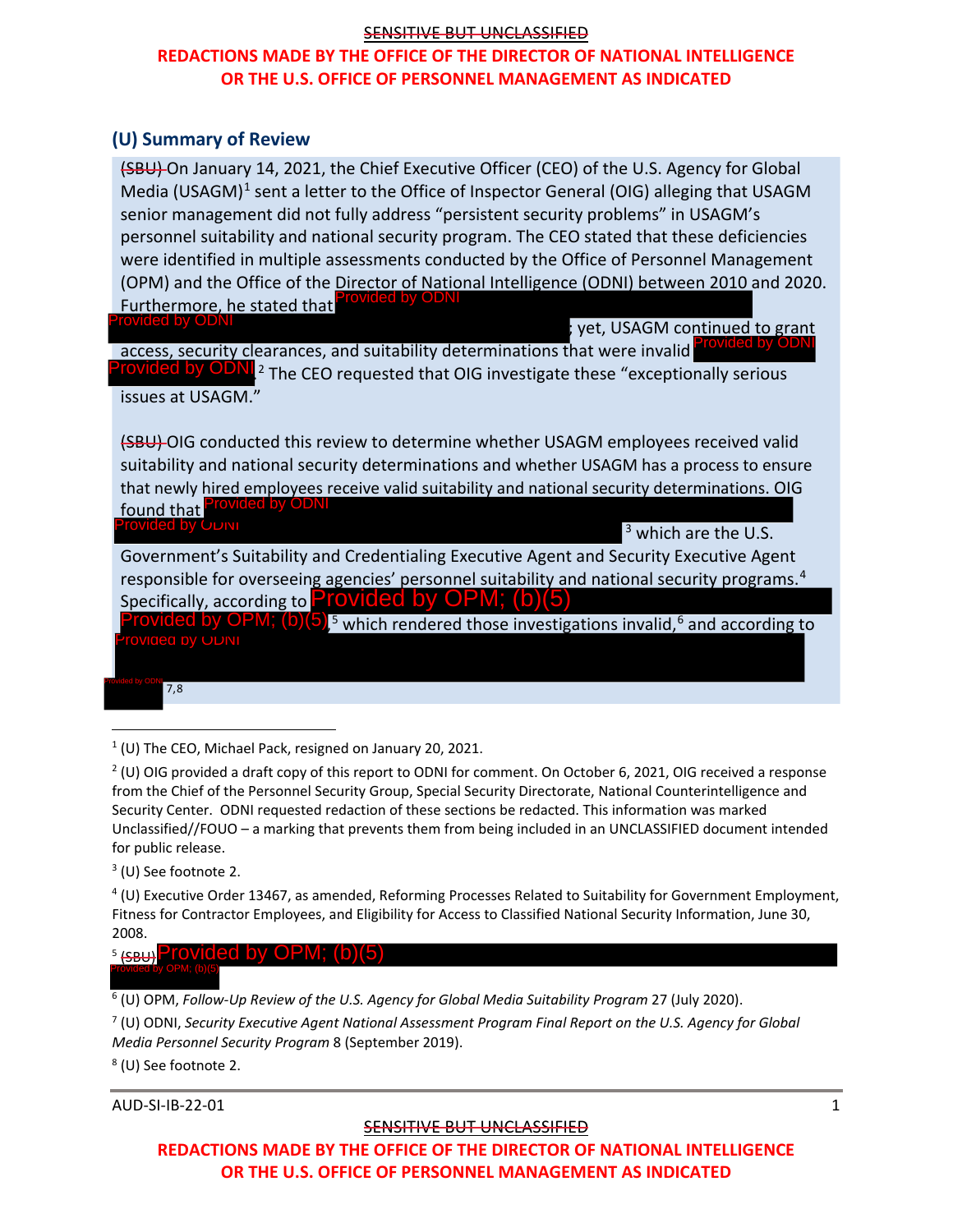## (U) Summary of Review

~~(SBU)~~ On January 14, 2021, the Chief Executive Officer (CEO) of the U.S. Agency for Global Media (USAGM)[1] sent a letter to the Office of Inspector General (OIG) alleging that USAGM senior management did not fully address "persistent security problems" in USAGM's personnel suitability and national security program. The CEO stated that these deficiencies were identified in multiple assessments conducted by the Office of Personnel Management (OPM) and the Office of the Director of National Intelligence (ODNI) between 2010 and 2020. Furthermore, he stated that [Provided by ODNI] [Provided by ODNI]; yet, USAGM continued to grant access, security clearances, and suitability determinations that were invalid [Provided by ODNI] [Provided by ODNI][2] The CEO requested that OIG investigate these "exceptionally serious issues at USAGM."

~~(SBU)~~ OIG conducted this review to determine whether USAGM employees received valid suitability and national security determinations and whether USAGM has a process to ensure that newly hired employees receive valid suitability and national security determinations. OIG found that [Provided by ODNI] [Provided by ODNI][3] which are the U.S. Government's Suitability and Credentialing Executive Agent and Security Executive Agent responsible for overseeing agencies' personnel suitability and national security programs.[4] Specifically, according to [Provided by OPM; (b)(5)] [Provided by OPM; (b)(5)],[5] which rendered those investigations invalid,[6] and according to [Provided by ODNI] [Provided by ODNI][7,8]

---

[1] (U) The CEO, Michael Pack, resigned on January 20, 2021.

[2] (U) OIG provided a draft copy of this report to ODNI for comment. On October 6, 2021, OIG received a response from the Chief of the Personnel Security Group, Special Security Directorate, National Counterintelligence and Security Center. ODNI requested redaction of these sections be redacted. This information was marked Unclassified//FOUO – a marking that prevents them from being included in an UNCLASSIFIED document intended for public release.

[3] (U) See footnote 2.

[4] (U) Executive Order 13467, as amended, Reforming Processes Related to Suitability for Government Employment, Fitness for Contractor Employees, and Eligibility for Access to Classified National Security Information, June 30, 2008.

[5] ~~(SBU)~~ [Provided by OPM; (b)(5)] [Provided by OPM; (b)(5)]

[6] (U) OPM, *Follow-Up Review of the U.S. Agency for Global Media Suitability Program* 27 (July 2020).

[7] (U) ODNI, *Security Executive Agent National Assessment Program Final Report on the U.S. Agency for Global Media Personnel Security Program* 8 (September 2019).

[8] (U) See footnote 2.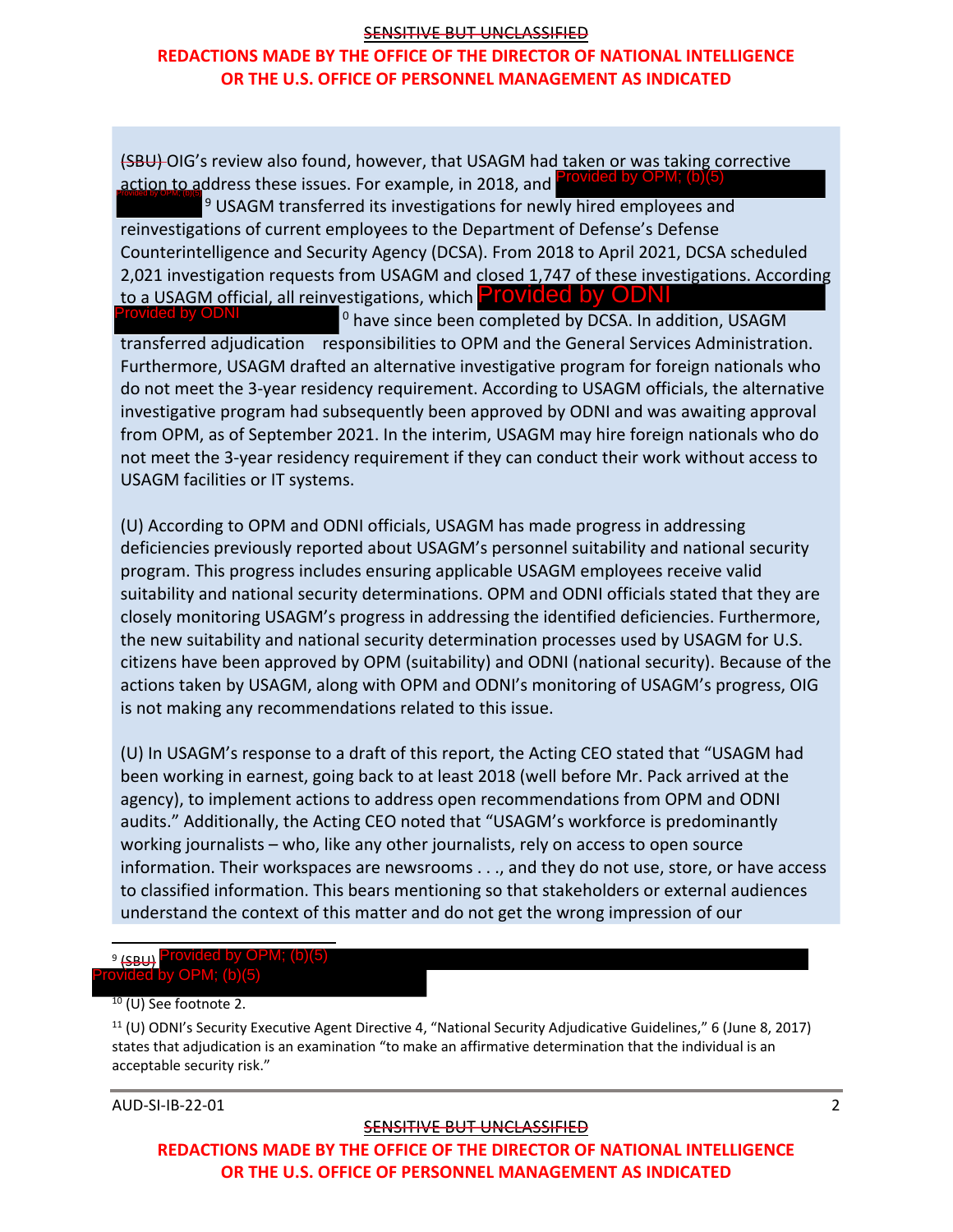(SBU) OIG's review also found, however, that USAGM had taken or was taking corrective action to address these issues. For example, in 2018, and Provided by OPM; (b)(5) Provided by OPM; (b)(5) [9] USAGM transferred its investigations for newly hired employees and reinvestigations of current employees to the Department of Defense's Defense Counterintelligence and Security Agency (DCSA). From 2018 to April 2021, DCSA scheduled 2,021 investigation requests from USAGM and closed 1,747 of these investigations. According to a USAGM official, all reinvestigations, which Provided by ODNI Provided by ODNI [10] have since been completed by DCSA. In addition, USAGM transferred adjudication [11] responsibilities to OPM and the General Services Administration. Furthermore, USAGM drafted an alternative investigative program for foreign nationals who do not meet the 3-year residency requirement. According to USAGM officials, the alternative investigative program had subsequently been approved by ODNI and was awaiting approval from OPM, as of September 2021. In the interim, USAGM may hire foreign nationals who do not meet the 3-year residency requirement if they can conduct their work without access to USAGM facilities or IT systems.

(U) According to OPM and ODNI officials, USAGM has made progress in addressing deficiencies previously reported about USAGM's personnel suitability and national security program. This progress includes ensuring applicable USAGM employees receive valid suitability and national security determinations. OPM and ODNI officials stated that they are closely monitoring USAGM's progress in addressing the identified deficiencies. Furthermore, the new suitability and national security determination processes used by USAGM for U.S. citizens have been approved by OPM (suitability) and ODNI (national security). Because of the actions taken by USAGM, along with OPM and ODNI's monitoring of USAGM's progress, OIG is not making any recommendations related to this issue.

(U) In USAGM's response to a draft of this report, the Acting CEO stated that "USAGM had been working in earnest, going back to at least 2018 (well before Mr. Pack arrived at the agency), to implement actions to address open recommendations from OPM and ODNI audits." Additionally, the Acting CEO noted that "USAGM's workforce is predominantly working journalists – who, like any other journalists, rely on access to open source information. Their workspaces are newsrooms . . ., and they do not use, store, or have access to classified information. This bears mentioning so that stakeholders or external audiences understand the context of this matter and do not get the wrong impression of our

---

[9] (SBU) Provided by OPM; (b)(5) Provided by OPM; (b)(5)

[10] (U) See footnote 2.

[11] (U) ODNI's Security Executive Agent Directive 4, "National Security Adjudicative Guidelines," 6 (June 8, 2017) states that adjudication is an examination "to make an affirmative determination that the individual is an acceptable security risk."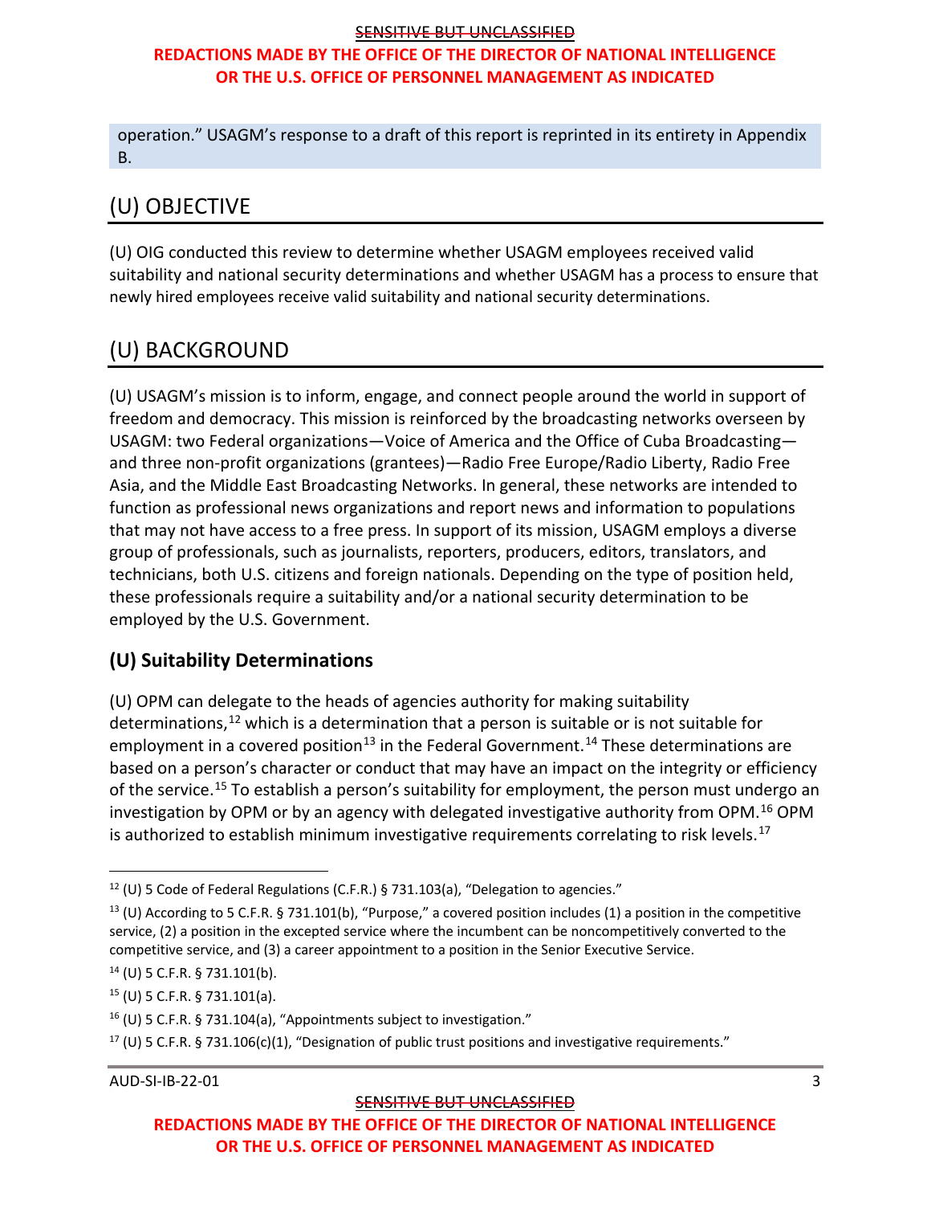operation." USAGM's response to a draft of this report is reprinted in its entirety in Appendix B.

## (U) OBJECTIVE

(U) OIG conducted this review to determine whether USAGM employees received valid suitability and national security determinations and whether USAGM has a process to ensure that newly hired employees receive valid suitability and national security determinations.

## (U) BACKGROUND

(U) USAGM's mission is to inform, engage, and connect people around the world in support of freedom and democracy. This mission is reinforced by the broadcasting networks overseen by USAGM: two Federal organizations—Voice of America and the Office of Cuba Broadcasting—and three non-profit organizations (grantees)—Radio Free Europe/Radio Liberty, Radio Free Asia, and the Middle East Broadcasting Networks. In general, these networks are intended to function as professional news organizations and report news and information to populations that may not have access to a free press. In support of its mission, USAGM employs a diverse group of professionals, such as journalists, reporters, producers, editors, translators, and technicians, both U.S. citizens and foreign nationals. Depending on the type of position held, these professionals require a suitability and/or a national security determination to be employed by the U.S. Government.

### (U) Suitability Determinations

(U) OPM can delegate to the heads of agencies authority for making suitability determinations,[12] which is a determination that a person is suitable or is not suitable for employment in a covered position[13] in the Federal Government.[14] These determinations are based on a person's character or conduct that may have an impact on the integrity or efficiency of the service.[15] To establish a person's suitability for employment, the person must undergo an investigation by OPM or by an agency with delegated investigative authority from OPM.[16] OPM is authorized to establish minimum investigative requirements correlating to risk levels.[17]

---

[12] (U) 5 Code of Federal Regulations (C.F.R.) § 731.103(a), "Delegation to agencies."

[13] (U) According to 5 C.F.R. § 731.101(b), "Purpose," a covered position includes (1) a position in the competitive service, (2) a position in the excepted service where the incumbent can be noncompetitively converted to the competitive service, and (3) a career appointment to a position in the Senior Executive Service.

[14] (U) 5 C.F.R. § 731.101(b).

[15] (U) 5 C.F.R. § 731.101(a).

[16] (U) 5 C.F.R. § 731.104(a), "Appointments subject to investigation."

[17] (U) 5 C.F.R. § 731.106(c)(1), "Designation of public trust positions and investigative requirements."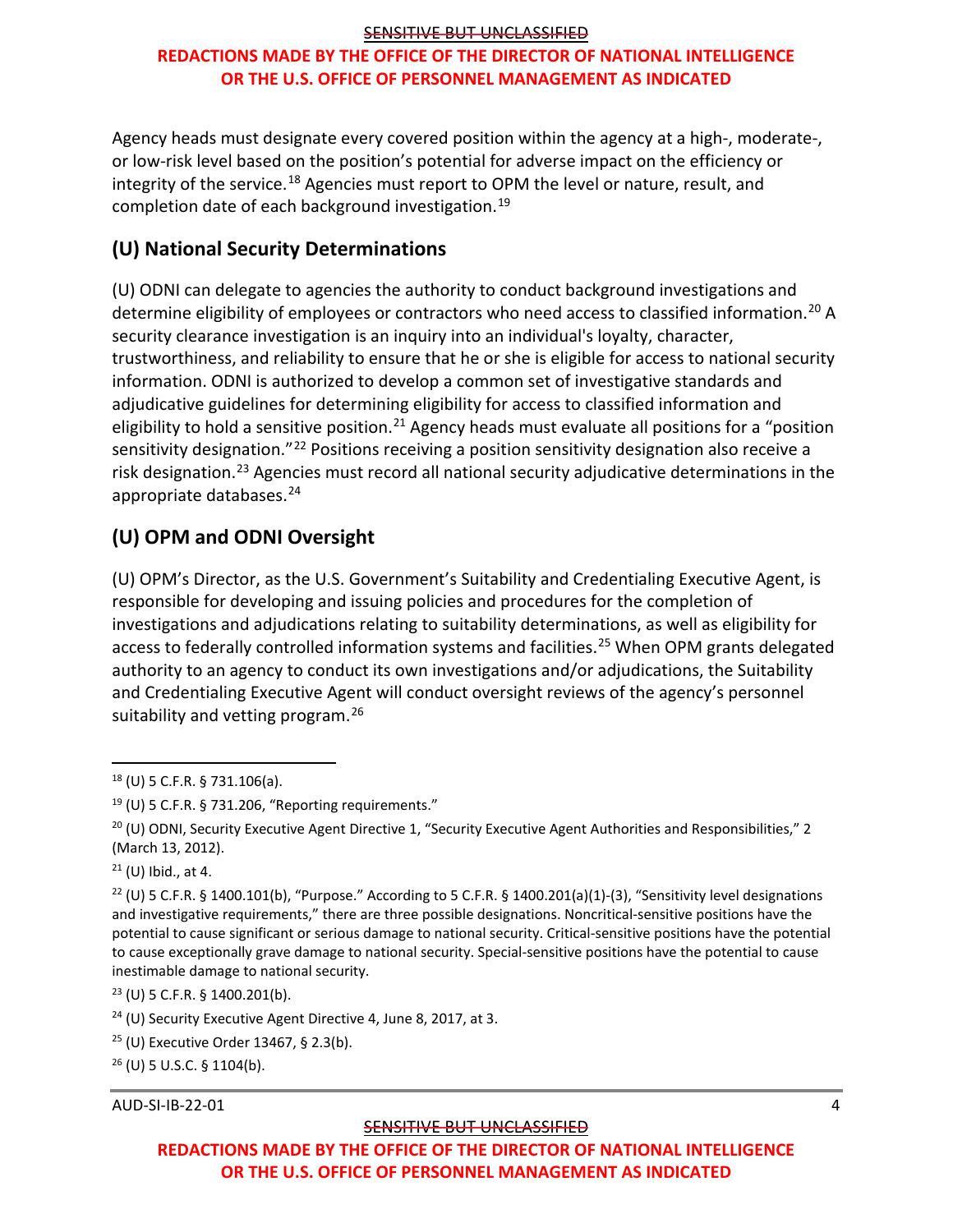Agency heads must designate every covered position within the agency at a high-, moderate-, or low-risk level based on the position's potential for adverse impact on the efficiency or integrity of the service.[18] Agencies must report to OPM the level or nature, result, and completion date of each background investigation.[19]

## (U) National Security Determinations

(U) ODNI can delegate to agencies the authority to conduct background investigations and determine eligibility of employees or contractors who need access to classified information.[20] A security clearance investigation is an inquiry into an individual's loyalty, character, trustworthiness, and reliability to ensure that he or she is eligible for access to national security information. ODNI is authorized to develop a common set of investigative standards and adjudicative guidelines for determining eligibility for access to classified information and eligibility to hold a sensitive position.[21] Agency heads must evaluate all positions for a "position sensitivity designation."[22] Positions receiving a position sensitivity designation also receive a risk designation.[23] Agencies must record all national security adjudicative determinations in the appropriate databases.[24]

## (U) OPM and ODNI Oversight

(U) OPM's Director, as the U.S. Government's Suitability and Credentialing Executive Agent, is responsible for developing and issuing policies and procedures for the completion of investigations and adjudications relating to suitability determinations, as well as eligibility for access to federally controlled information systems and facilities.[25] When OPM grants delegated authority to an agency to conduct its own investigations and/or adjudications, the Suitability and Credentialing Executive Agent will conduct oversight reviews of the agency's personnel suitability and vetting program.[26]

---

[18] (U) 5 C.F.R. § 731.106(a).

[19] (U) 5 C.F.R. § 731.206, "Reporting requirements."

[20] (U) ODNI, Security Executive Agent Directive 1, "Security Executive Agent Authorities and Responsibilities," 2 (March 13, 2012).

[21] (U) Ibid., at 4.

[22] (U) 5 C.F.R. § 1400.101(b), "Purpose." According to 5 C.F.R. § 1400.201(a)(1)-(3), "Sensitivity level designations and investigative requirements," there are three possible designations. Noncritical-sensitive positions have the potential to cause significant or serious damage to national security. Critical-sensitive positions have the potential to cause exceptionally grave damage to national security. Special-sensitive positions have the potential to cause inestimable damage to national security.

[23] (U) 5 C.F.R. § 1400.201(b).

[24] (U) Security Executive Agent Directive 4, June 8, 2017, at 3.

[25] (U) Executive Order 13467, § 2.3(b).

[26] (U) 5 U.S.C. § 1104(b).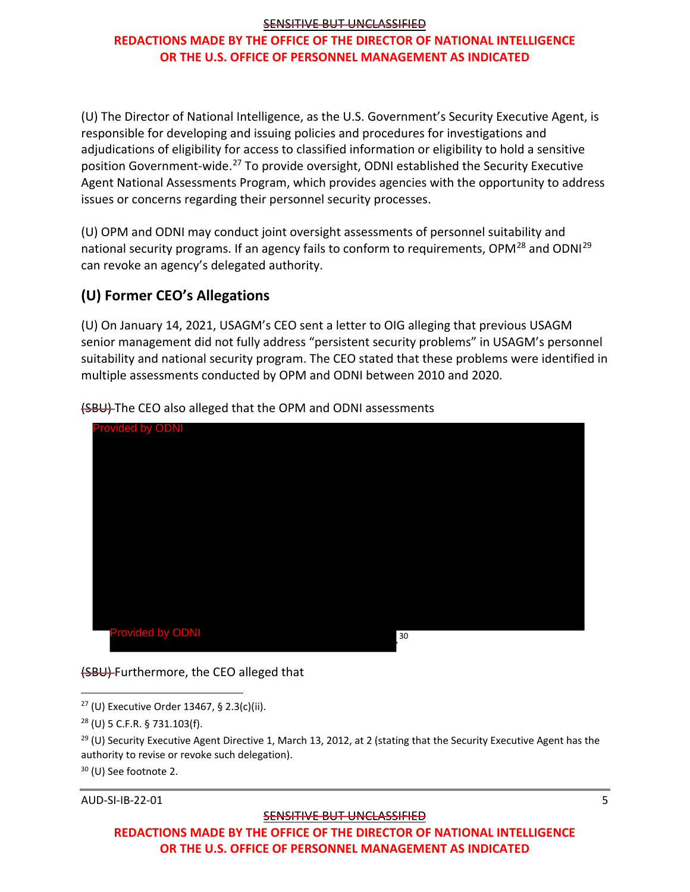(U) The Director of National Intelligence, as the U.S. Government's Security Executive Agent, is responsible for developing and issuing policies and procedures for investigations and adjudications of eligibility for access to classified information or eligibility to hold a sensitive position Government-wide.[27] To provide oversight, ODNI established the Security Executive Agent National Assessments Program, which provides agencies with the opportunity to address issues or concerns regarding their personnel security processes.

(U) OPM and ODNI may conduct joint oversight assessments of personnel suitability and national security programs. If an agency fails to conform to requirements, OPM[28] and ODNI[29] can revoke an agency's delegated authority.

## (U) Former CEO's Allegations

(U) On January 14, 2021, USAGM's CEO sent a letter to OIG alleging that previous USAGM senior management did not fully address "persistent security problems" in USAGM's personnel suitability and national security program. The CEO stated that these problems were identified in multiple assessments conducted by OPM and ODNI between 2010 and 2020.

~~(SBU)~~ The CEO also alleged that the OPM and ODNI assessments

Provided by ODNI

Provided by ODNI .[30]

~~(SBU)~~ Furthermore, the CEO alleged that

---

[27] (U) Executive Order 13467, § 2.3(c)(ii).

[28] (U) 5 C.F.R. § 731.103(f).

[29] (U) Security Executive Agent Directive 1, March 13, 2012, at 2 (stating that the Security Executive Agent has the authority to revise or revoke such delegation).

[30] (U) See footnote 2.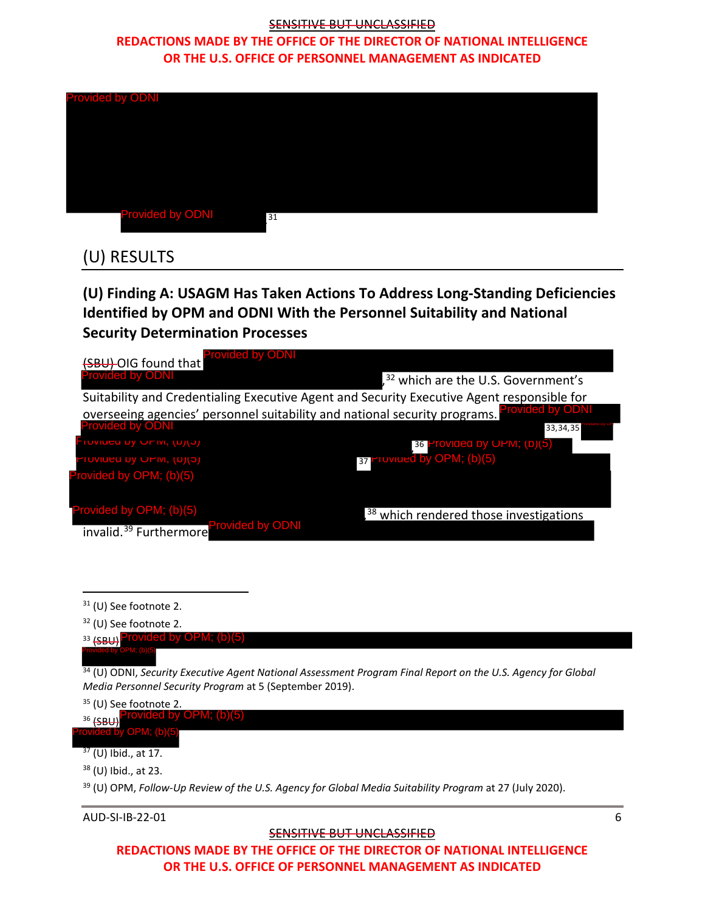Provided by ODNI

Provided by ODNI [31]

## (U) RESULTS

### (U) Finding A: USAGM Has Taken Actions To Address Long-Standing Deficiencies Identified by OPM and ODNI With the Personnel Suitability and National Security Determination Processes

~~(SBU)~~ OIG found that Provided by ODNI Provided by ODNI ,[32] which are the U.S. Government's Suitability and Credentialing Executive Agent and Security Executive Agent responsible for overseeing agencies' personnel suitability and national security programs. Provided by ODNI Provided by ODNI [33,34,35] Provided by OPM; (b)(5) Provided by OPM; (b)(5) [36] Provided by OPM; (b)(5) Provided by OPM; (b)(5) [37] Provided by OPM; (b)(5) Provided by OPM; (b)(5) Provided by OPM; (b)(5) [38] which rendered those investigations invalid.[39] Furthermore Provided by ODNI

---

[31] (U) See footnote 2.

[32] (U) See footnote 2.

[33] ~~(SBU)~~ Provided by OPM; (b)(5) Provided by OPM; (b)(5)

[34] (U) ODNI, *Security Executive Agent National Assessment Program Final Report on the U.S. Agency for Global Media Personnel Security Program* at 5 (September 2019).

[35] (U) See footnote 2.

[36] ~~(SBU)~~ Provided by OPM; (b)(5) Provided by OPM; (b)(5)

[37] (U) Ibid., at 17.

[38] (U) Ibid., at 23.

[39] (U) OPM, *Follow-Up Review of the U.S. Agency for Global Media Suitability Program* at 27 (July 2020).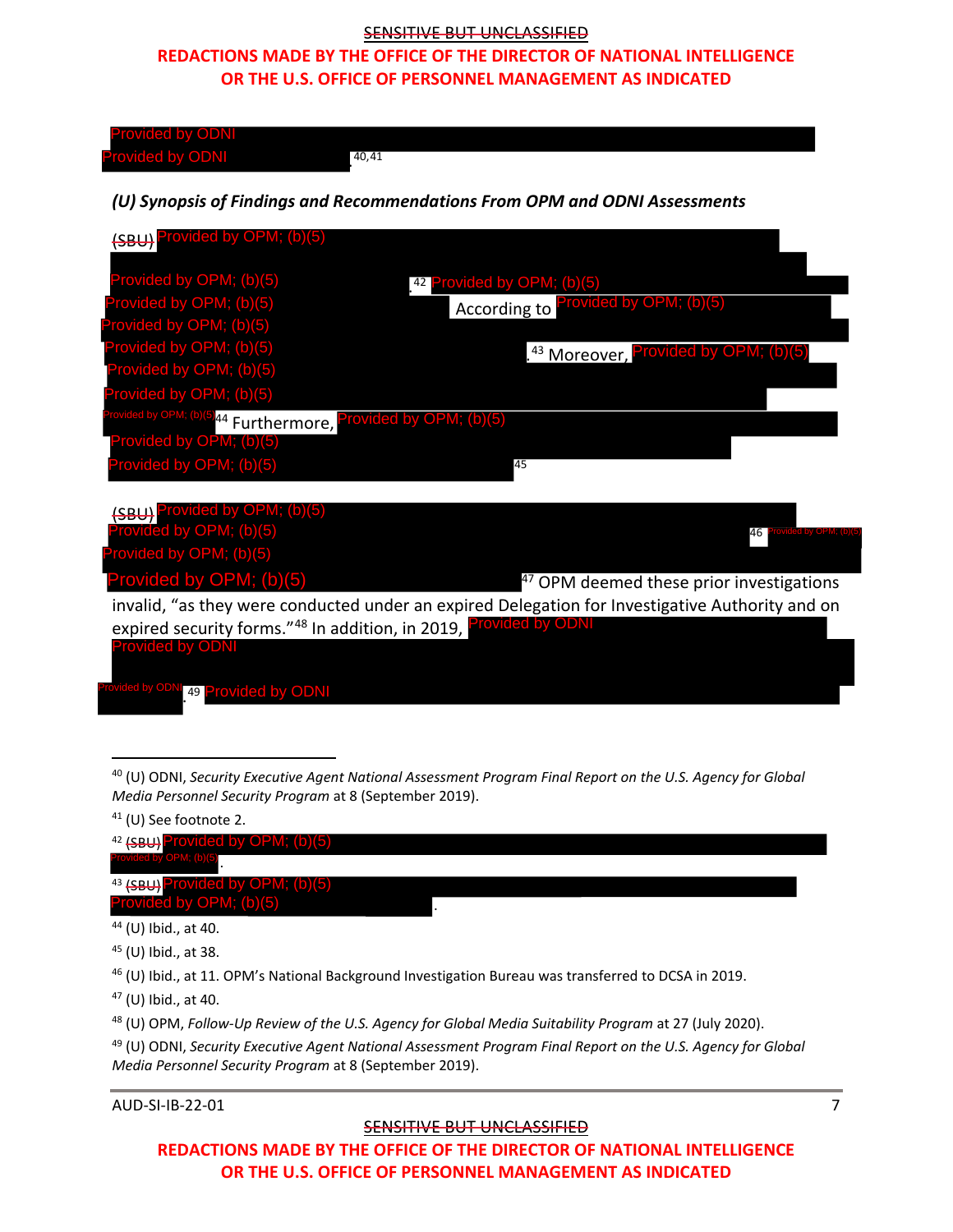SENSITIVE BUT UNCLASSIFIED

REDACTIONS MADE BY THE OFFICE OF THE DIRECTOR OF NATIONAL INTELLIGENCE OR THE U.S. OFFICE OF PERSONNEL MANAGEMENT AS INDICATED

Provided by ODNI
Provided by ODNI.[40,41]

### *(U) Synopsis of Findings and Recommendations From OPM and ODNI Assessments*

~~(SBU)~~ Provided by OPM; (b)(5) Provided by OPM; (b)(5).[42] Provided by OPM; (b)(5) Provided by OPM; (b)(5) According to Provided by OPM; (b)(5) Provided by OPM; (b)(5) Provided by OPM; (b)(5).[43] Moreover, Provided by OPM; (b)(5) Provided by OPM; (b)(5) Provided by OPM; (b)(5) Provided by OPM; (b)(5)[44] Furthermore, Provided by OPM; (b)(5) Provided by OPM; (b)(5) Provided by OPM; (b)(5)[45]

~~(SBU)~~ Provided by OPM; (b)(5) Provided by OPM; (b)(5)[46] Provided by OPM; (b)(5) Provided by OPM; (b)(5) Provided by OPM; (b)(5)[47] OPM deemed these prior investigations invalid, "as they were conducted under an expired Delegation for Investigative Authority and on expired security forms."[48] In addition, in 2019, Provided by ODNI Provided by ODNI Provided by ODNI.[49] Provided by ODNI

---

[40] (U) ODNI, *Security Executive Agent National Assessment Program Final Report on the U.S. Agency for Global Media Personnel Security Program* at 8 (September 2019).

[41] (U) See footnote 2.

[42] ~~(SBU)~~ Provided by OPM; (b)(5) Provided by OPM; (b)(5).

[43] ~~(SBU)~~ Provided by OPM; (b)(5) Provided by OPM; (b)(5).

[44] (U) Ibid., at 40.

[45] (U) Ibid., at 38.

[46] (U) Ibid., at 11. OPM's National Background Investigation Bureau was transferred to DCSA in 2019.

[47] (U) Ibid., at 40.

[48] (U) OPM, *Follow-Up Review of the U.S. Agency for Global Media Suitability Program* at 27 (July 2020).

[49] (U) ODNI, *Security Executive Agent National Assessment Program Final Report on the U.S. Agency for Global Media Personnel Security Program* at 8 (September 2019).

AUD-SI-IB-22-01

SENSITIVE BUT UNCLASSIFIED

REDACTIONS MADE BY THE OFFICE OF THE DIRECTOR OF NATIONAL INTELLIGENCE OR THE U.S. OFFICE OF PERSONNEL MANAGEMENT AS INDICATED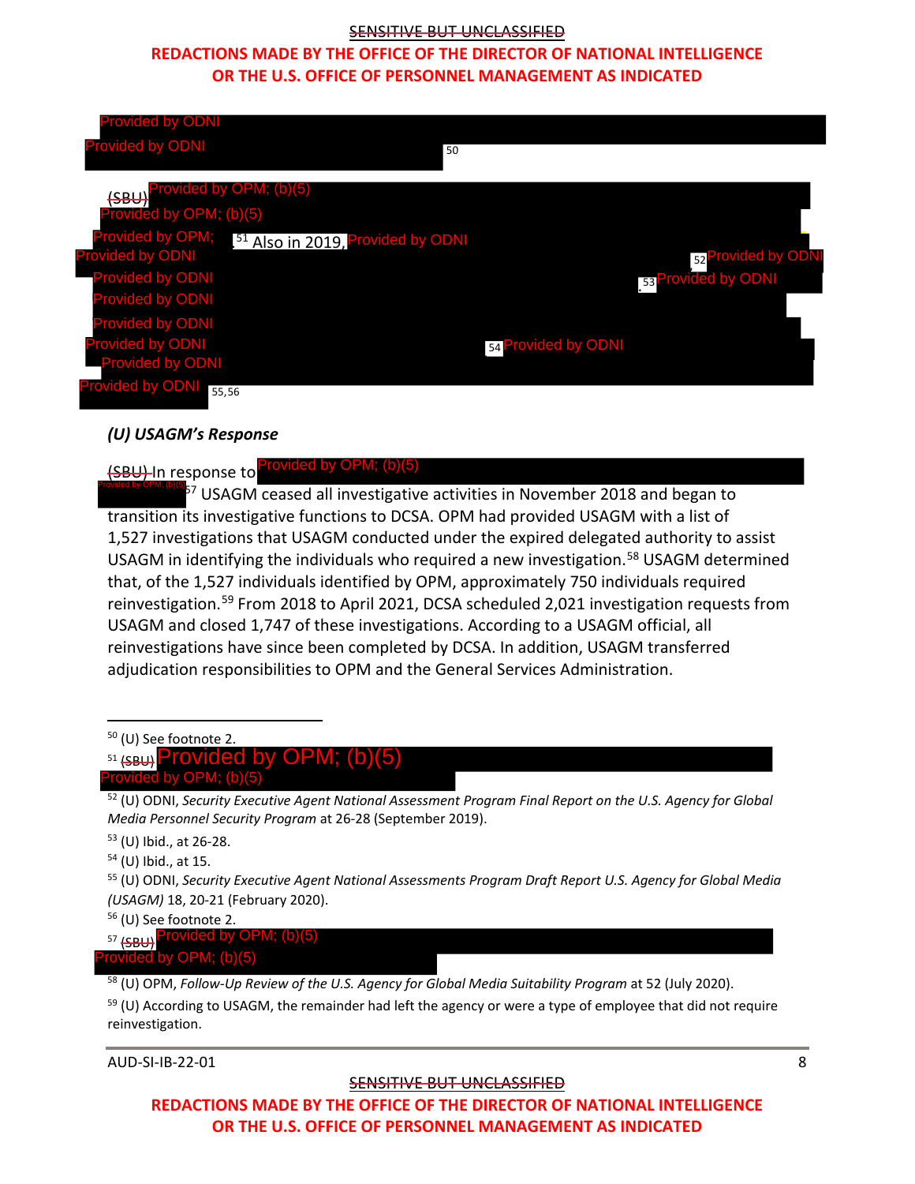SENSITIVE BUT UNCLASSIFIED

REDACTIONS MADE BY THE OFFICE OF THE DIRECTOR OF NATIONAL INTELLIGENCE OR THE U.S. OFFICE OF PERSONNEL MANAGEMENT AS INDICATED

Provided by ODNI
Provided by ODNI [50]

~~(SBU)~~ Provided by OPM; (b)(5)
Provided by OPM; (b)(5)
Provided by OPM; [51] Also in 2019, Provided by ODNI
Provided by ODNI [52] Provided by ODNI
Provided by ODNI [53] Provided by ODNI
Provided by ODNI
Provided by ODNI
Provided by ODNI [54] Provided by ODNI
Provided by ODNI
Provided by ODNI [55,56]

### *(U) USAGM's Response*

~~(SBU)~~ In response to Provided by OPM; (b)(5) Provided by OPM; (b)(5) [57] USAGM ceased all investigative activities in November 2018 and began to transition its investigative functions to DCSA. OPM had provided USAGM with a list of 1,527 investigations that USAGM conducted under the expired delegated authority to assist USAGM in identifying the individuals who required a new investigation.[58] USAGM determined that, of the 1,527 individuals identified by OPM, approximately 750 individuals required reinvestigation.[59] From 2018 to April 2021, DCSA scheduled 2,021 investigation requests from USAGM and closed 1,747 of these investigations. According to a USAGM official, all reinvestigations have since been completed by DCSA. In addition, USAGM transferred adjudication responsibilities to OPM and the General Services Administration.

---

[50] (U) See footnote 2.

[51] ~~(SBU)~~ Provided by OPM; (b)(5) Provided by OPM; (b)(5)

[52] (U) ODNI, *Security Executive Agent National Assessment Program Final Report on the U.S. Agency for Global Media Personnel Security Program* at 26-28 (September 2019).

[53] (U) Ibid., at 26-28.

[54] (U) Ibid., at 15.

[55] (U) ODNI, *Security Executive Agent National Assessments Program Draft Report U.S. Agency for Global Media (USAGM)* 18, 20-21 (February 2020).

[56] (U) See footnote 2.

[57] ~~(SBU)~~ Provided by OPM; (b)(5) Provided by OPM; (b)(5)

[58] (U) OPM, *Follow-Up Review of the U.S. Agency for Global Media Suitability Program* at 52 (July 2020).

[59] (U) According to USAGM, the remainder had left the agency or were a type of employee that did not require reinvestigation.

AUD-SI-IB-22-01

SENSITIVE BUT UNCLASSIFIED

REDACTIONS MADE BY THE OFFICE OF THE DIRECTOR OF NATIONAL INTELLIGENCE OR THE U.S. OFFICE OF PERSONNEL MANAGEMENT AS INDICATED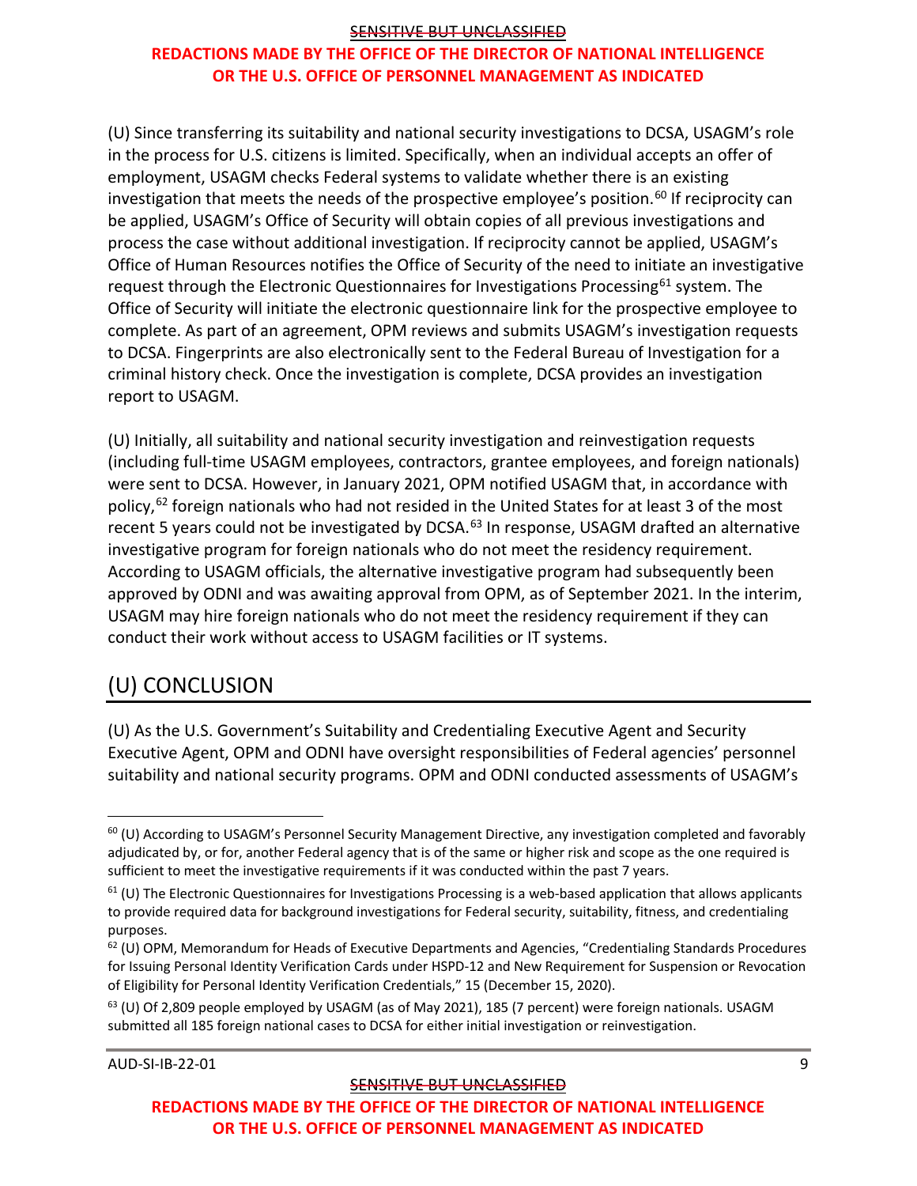(U) Since transferring its suitability and national security investigations to DCSA, USAGM's role in the process for U.S. citizens is limited. Specifically, when an individual accepts an offer of employment, USAGM checks Federal systems to validate whether there is an existing investigation that meets the needs of the prospective employee's position.[60] If reciprocity can be applied, USAGM's Office of Security will obtain copies of all previous investigations and process the case without additional investigation. If reciprocity cannot be applied, USAGM's Office of Human Resources notifies the Office of Security of the need to initiate an investigative request through the Electronic Questionnaires for Investigations Processing[61] system. The Office of Security will initiate the electronic questionnaire link for the prospective employee to complete. As part of an agreement, OPM reviews and submits USAGM's investigation requests to DCSA. Fingerprints are also electronically sent to the Federal Bureau of Investigation for a criminal history check. Once the investigation is complete, DCSA provides an investigation report to USAGM.

(U) Initially, all suitability and national security investigation and reinvestigation requests (including full-time USAGM employees, contractors, grantee employees, and foreign nationals) were sent to DCSA. However, in January 2021, OPM notified USAGM that, in accordance with policy,[62] foreign nationals who had not resided in the United States for at least 3 of the most recent 5 years could not be investigated by DCSA.[63] In response, USAGM drafted an alternative investigative program for foreign nationals who do not meet the residency requirement. According to USAGM officials, the alternative investigative program had subsequently been approved by ODNI and was awaiting approval from OPM, as of September 2021. In the interim, USAGM may hire foreign nationals who do not meet the residency requirement if they can conduct their work without access to USAGM facilities or IT systems.

## (U) CONCLUSION

(U) As the U.S. Government's Suitability and Credentialing Executive Agent and Security Executive Agent, OPM and ODNI have oversight responsibilities of Federal agencies' personnel suitability and national security programs. OPM and ODNI conducted assessments of USAGM's

---

[60] (U) According to USAGM's Personnel Security Management Directive, any investigation completed and favorably adjudicated by, or for, another Federal agency that is of the same or higher risk and scope as the one required is sufficient to meet the investigative requirements if it was conducted within the past 7 years.

[61] (U) The Electronic Questionnaires for Investigations Processing is a web-based application that allows applicants to provide required data for background investigations for Federal security, suitability, fitness, and credentialing purposes.

[62] (U) OPM, Memorandum for Heads of Executive Departments and Agencies, "Credentialing Standards Procedures for Issuing Personal Identity Verification Cards under HSPD-12 and New Requirement for Suspension or Revocation of Eligibility for Personal Identity Verification Credentials," 15 (December 15, 2020).

[63] (U) Of 2,809 people employed by USAGM (as of May 2021), 185 (7 percent) were foreign nationals. USAGM submitted all 185 foreign national cases to DCSA for either initial investigation or reinvestigation.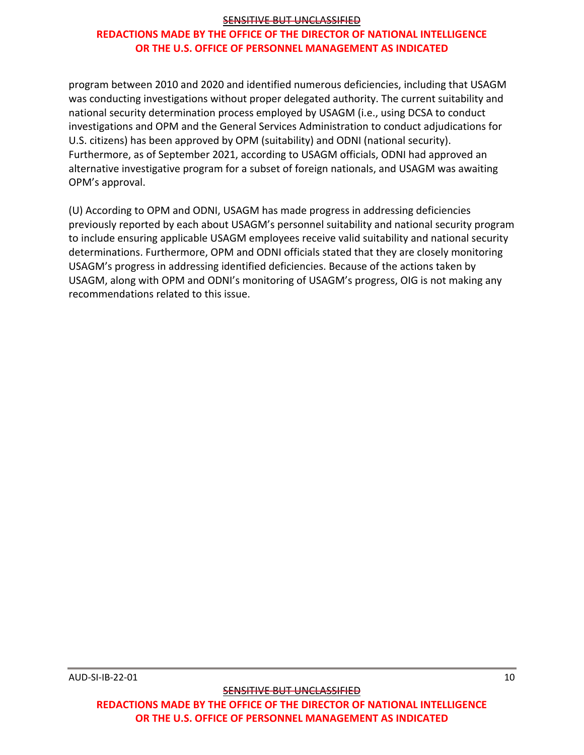program between 2010 and 2020 and identified numerous deficiencies, including that USAGM was conducting investigations without proper delegated authority. The current suitability and national security determination process employed by USAGM (i.e., using DCSA to conduct investigations and OPM and the General Services Administration to conduct adjudications for U.S. citizens) has been approved by OPM (suitability) and ODNI (national security). Furthermore, as of September 2021, according to USAGM officials, ODNI had approved an alternative investigative program for a subset of foreign nationals, and USAGM was awaiting OPM's approval.

(U) According to OPM and ODNI, USAGM has made progress in addressing deficiencies previously reported by each about USAGM's personnel suitability and national security program to include ensuring applicable USAGM employees receive valid suitability and national security determinations. Furthermore, OPM and ODNI officials stated that they are closely monitoring USAGM's progress in addressing identified deficiencies. Because of the actions taken by USAGM, along with OPM and ODNI's monitoring of USAGM's progress, OIG is not making any recommendations related to this issue.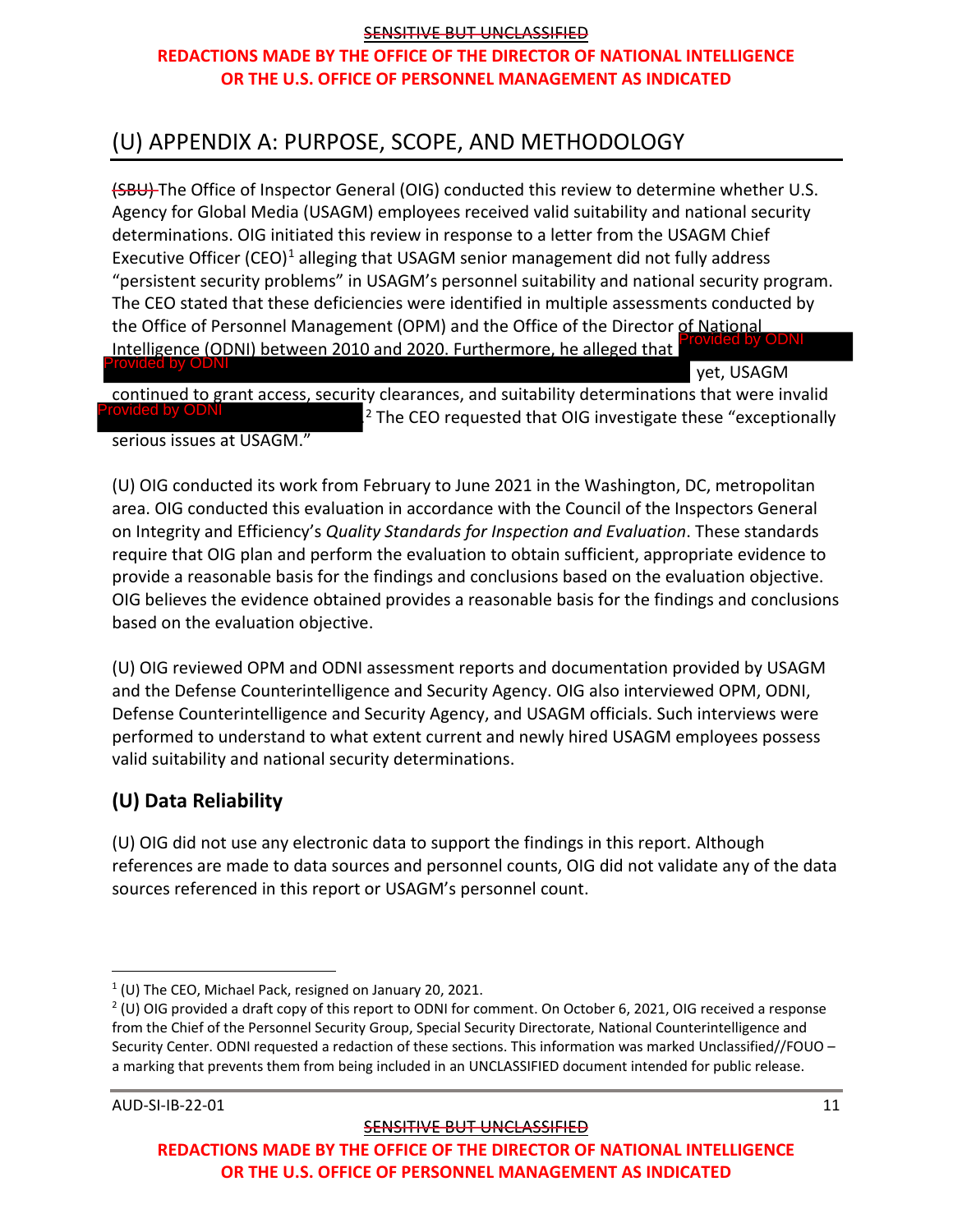# (U) APPENDIX A: PURPOSE, SCOPE, AND METHODOLOGY

~~(SBU)~~ The Office of Inspector General (OIG) conducted this review to determine whether U.S. Agency for Global Media (USAGM) employees received valid suitability and national security determinations. OIG initiated this review in response to a letter from the USAGM Chief Executive Officer (CEO)[1] alleging that USAGM senior management did not fully address "persistent security problems" in USAGM's personnel suitability and national security program. The CEO stated that these deficiencies were identified in multiple assessments conducted by the Office of Personnel Management (OPM) and the Office of the Director of National Intelligence (ODNI) between 2010 and 2020. Furthermore, he alleged that [Provided by ODNI] [Provided by ODNI] yet, USAGM continued to grant access, security clearances, and suitability determinations that were invalid [Provided by ODNI].[2] The CEO requested that OIG investigate these "exceptionally serious issues at USAGM."

(U) OIG conducted its work from February to June 2021 in the Washington, DC, metropolitan area. OIG conducted this evaluation in accordance with the Council of the Inspectors General on Integrity and Efficiency's *Quality Standards for Inspection and Evaluation*. These standards require that OIG plan and perform the evaluation to obtain sufficient, appropriate evidence to provide a reasonable basis for the findings and conclusions based on the evaluation objective. OIG believes the evidence obtained provides a reasonable basis for the findings and conclusions based on the evaluation objective.

(U) OIG reviewed OPM and ODNI assessment reports and documentation provided by USAGM and the Defense Counterintelligence and Security Agency. OIG also interviewed OPM, ODNI, Defense Counterintelligence and Security Agency, and USAGM officials. Such interviews were performed to understand to what extent current and newly hired USAGM employees possess valid suitability and national security determinations.

## (U) Data Reliability

(U) OIG did not use any electronic data to support the findings in this report. Although references are made to data sources and personnel counts, OIG did not validate any of the data sources referenced in this report or USAGM's personnel count.

---

[1] (U) The CEO, Michael Pack, resigned on January 20, 2021.

[2] (U) OIG provided a draft copy of this report to ODNI for comment. On October 6, 2021, OIG received a response from the Chief of the Personnel Security Group, Special Security Directorate, National Counterintelligence and Security Center. ODNI requested a redaction of these sections. This information was marked Unclassified//FOUO – a marking that prevents them from being included in an UNCLASSIFIED document intended for public release.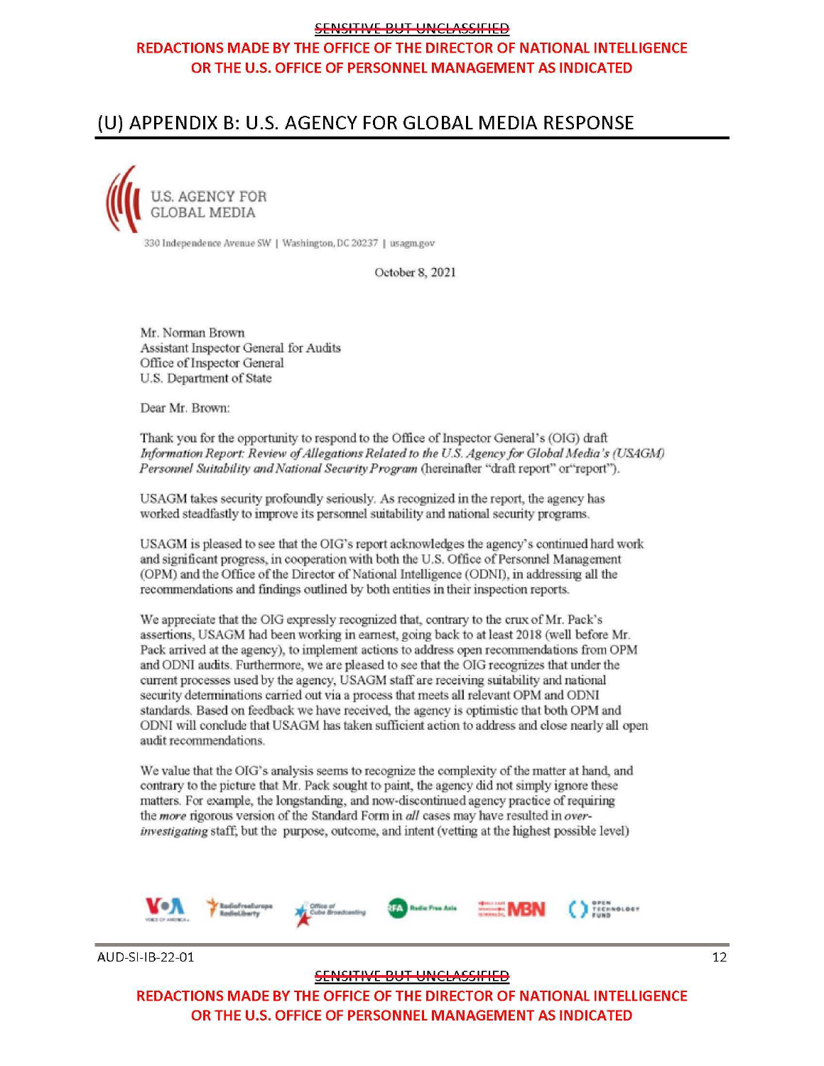# (U) APPENDIX B: U.S. AGENCY FOR GLOBAL MEDIA RESPONSE

U.S. AGENCY FOR GLOBAL MEDIA

330 Independence Avenue SW | Washington, DC 20237 | usagm.gov

October 8, 2021

Mr. Norman Brown
Assistant Inspector General for Audits
Office of Inspector General
U.S. Department of State

Dear Mr. Brown:

Thank you for the opportunity to respond to the Office of Inspector General's (OIG) draft *Information Report: Review of Allegations Related to the U.S. Agency for Global Media's (USAGM) Personnel Suitability and National Security Program* (hereinafter "draft report" or"report").

USAGM takes security profoundly seriously. As recognized in the report, the agency has worked steadfastly to improve its personnel suitability and national security programs.

USAGM is pleased to see that the OIG's report acknowledges the agency's continued hard work and significant progress, in cooperation with both the U.S. Office of Personnel Management (OPM) and the Office of the Director of National Intelligence (ODNI), in addressing all the recommendations and findings outlined by both entities in their inspection reports.

We appreciate that the OIG expressly recognized that, contrary to the crux of Mr. Pack's assertions, USAGM had been working in earnest, going back to at least 2018 (well before Mr. Pack arrived at the agency), to implement actions to address open recommendations from OPM and ODNI audits. Furthermore, we are pleased to see that the OIG recognizes that under the current processes used by the agency, USAGM staff are receiving suitability and national security determinations carried out via a process that meets all relevant OPM and ODNI standards. Based on feedback we have received, the agency is optimistic that both OPM and ODNI will conclude that USAGM has taken sufficient action to address and close nearly all open audit recommendations.

We value that the OIG's analysis seems to recognize the complexity of the matter at hand, and contrary to the picture that Mr. Pack sought to paint, the agency did not simply ignore these matters. For example, the longstanding, and now-discontinued agency practice of requiring the *more* rigorous version of the Standard Form in *all* cases may have resulted in *over-investigating* staff; but the purpose, outcome, and intent (vetting at the highest possible level)

VOA | RadioFreeEurope RadioLiberty | Office of Cuba Broadcasting | RFA Radio Free Asia | MBN | Open Technology Fund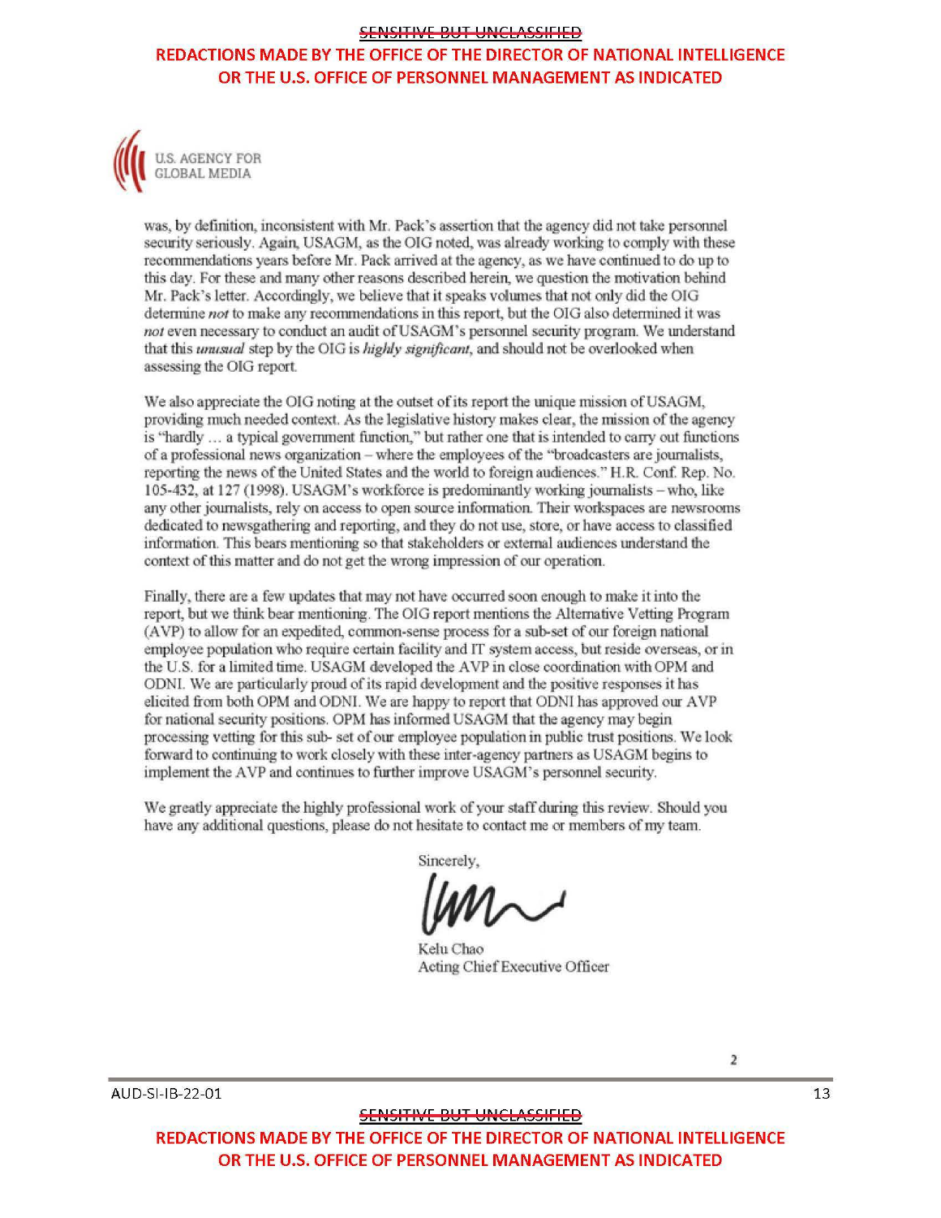was, by definition, inconsistent with Mr. Pack's assertion that the agency did not take personnel security seriously. Again, USAGM, as the OIG noted, was already working to comply with these recommendations years before Mr. Pack arrived at the agency, as we have continued to do up to this day. For these and many other reasons described herein, we question the motivation behind Mr. Pack's letter. Accordingly, we believe that it speaks volumes that not only did the OIG determine *not* to make any recommendations in this report, but the OIG also determined it was *not* even necessary to conduct an audit of USAGM's personnel security program. We understand that this *unusual* step by the OIG is *highly significant*, and should not be overlooked when assessing the OIG report.

We also appreciate the OIG noting at the outset of its report the unique mission of USAGM, providing much needed context. As the legislative history makes clear, the mission of the agency is "hardly … a typical government function," but rather one that is intended to carry out functions of a professional news organization – where the employees of the "broadcasters are journalists, reporting the news of the United States and the world to foreign audiences." H.R. Conf. Rep. No. 105-432, at 127 (1998). USAGM's workforce is predominantly working journalists – who, like any other journalists, rely on access to open source information. Their workspaces are newsrooms dedicated to newsgathering and reporting, and they do not use, store, or have access to classified information. This bears mentioning so that stakeholders or external audiences understand the context of this matter and do not get the wrong impression of our operation.

Finally, there are a few updates that may not have occurred soon enough to make it into the report, but we think bear mentioning. The OIG report mentions the Alternative Vetting Program (AVP) to allow for an expedited, common-sense process for a sub-set of our foreign national employee population who require certain facility and IT system access, but reside overseas, or in the U.S. for a limited time. USAGM developed the AVP in close coordination with OPM and ODNI. We are particularly proud of its rapid development and the positive responses it has elicited from both OPM and ODNI. We are happy to report that ODNI has approved our AVP for national security positions. OPM has informed USAGM that the agency may begin processing vetting for this sub- set of our employee population in public trust positions. We look forward to continuing to work closely with these inter-agency partners as USAGM begins to implement the AVP and continues to further improve USAGM's personnel security.

We greatly appreciate the highly professional work of your staff during this review. Should you have any additional questions, please do not hesitate to contact me or members of my team.

Sincerely,

Kelu Chao
Acting Chief Executive Officer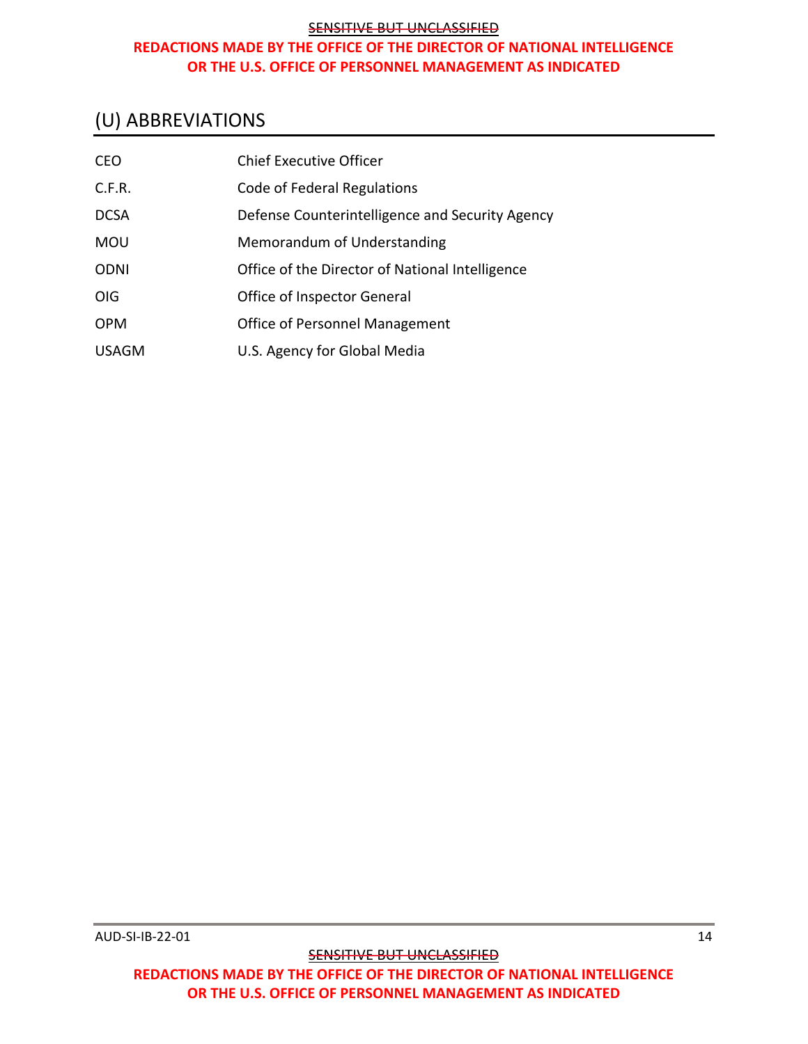# (U) ABBREVIATIONS

| | |
|---|---|
| CEO | Chief Executive Officer |
| C.F.R. | Code of Federal Regulations |
| DCSA | Defense Counterintelligence and Security Agency |
| MOU | Memorandum of Understanding |
| ODNI | Office of the Director of National Intelligence |
| OIG | Office of Inspector General |
| OPM | Office of Personnel Management |
| USAGM | U.S. Agency for Global Media |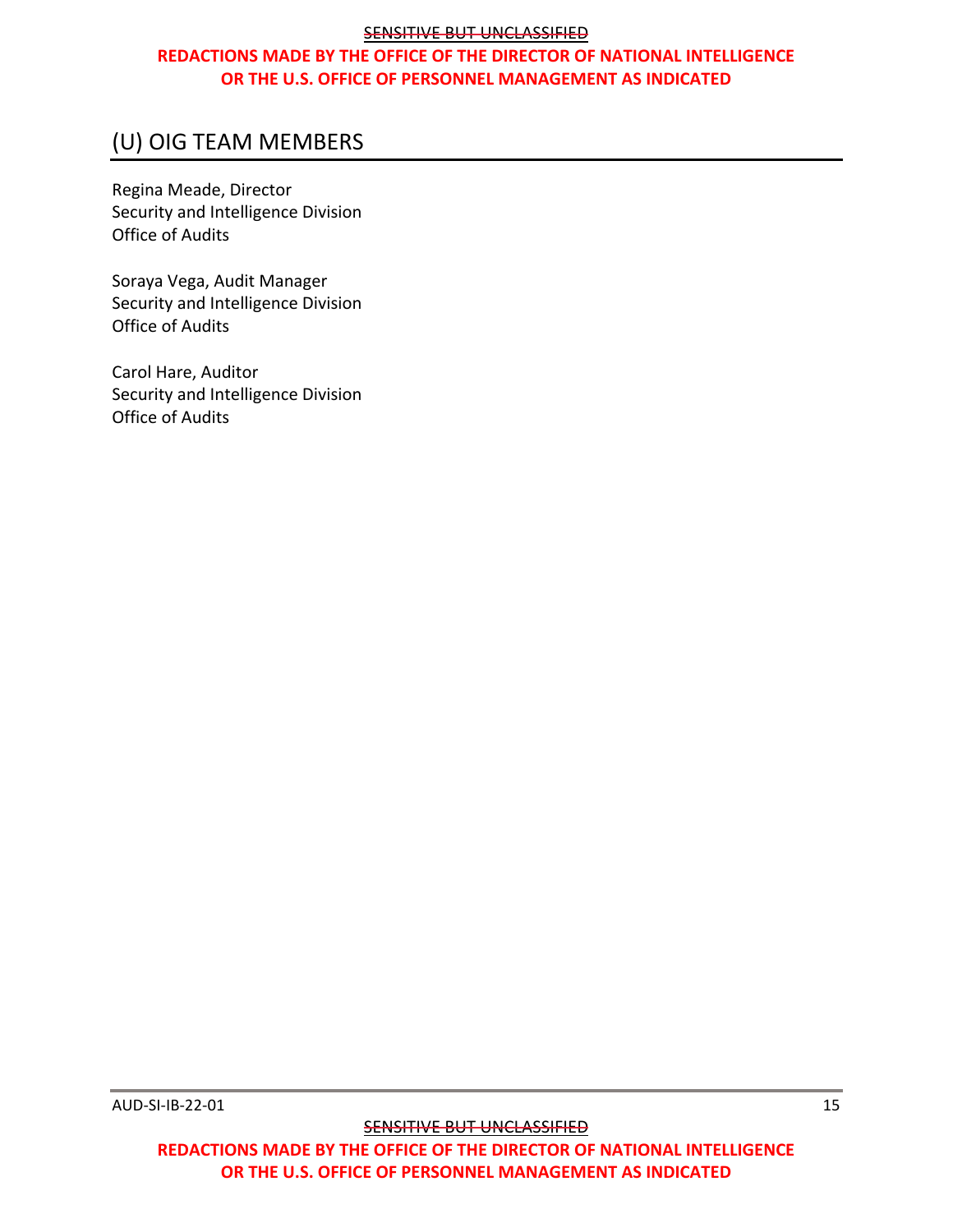## (U) OIG TEAM MEMBERS

Regina Meade, Director
Security and Intelligence Division
Office of Audits

Soraya Vega, Audit Manager
Security and Intelligence Division
Office of Audits

Carol Hare, Auditor
Security and Intelligence Division
Office of Audits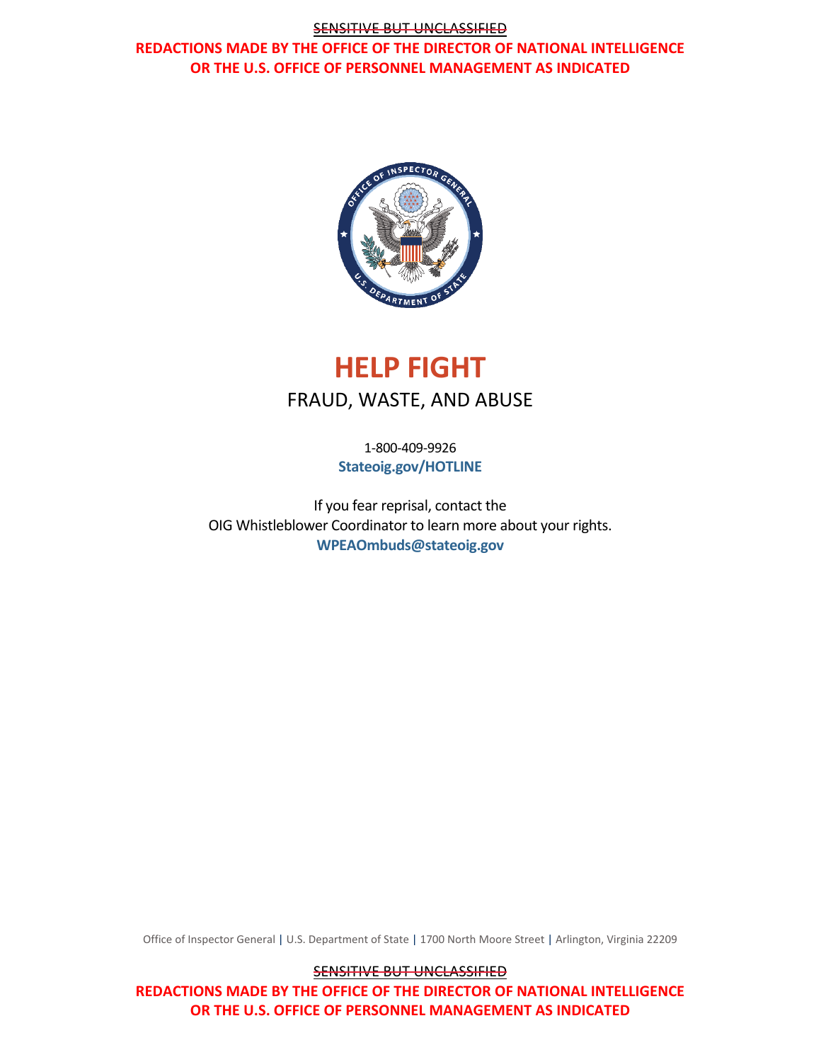# HELP FIGHT

FRAUD, WASTE, AND ABUSE

1-800-409-9926

**Stateoig.gov/HOTLINE**

If you fear reprisal, contact the
OIG Whistleblower Coordinator to learn more about your rights.

**WPEAOmbuds@stateoig.gov**

Office of Inspector General | U.S. Department of State | 1700 North Moore Street | Arlington, Virginia 22209